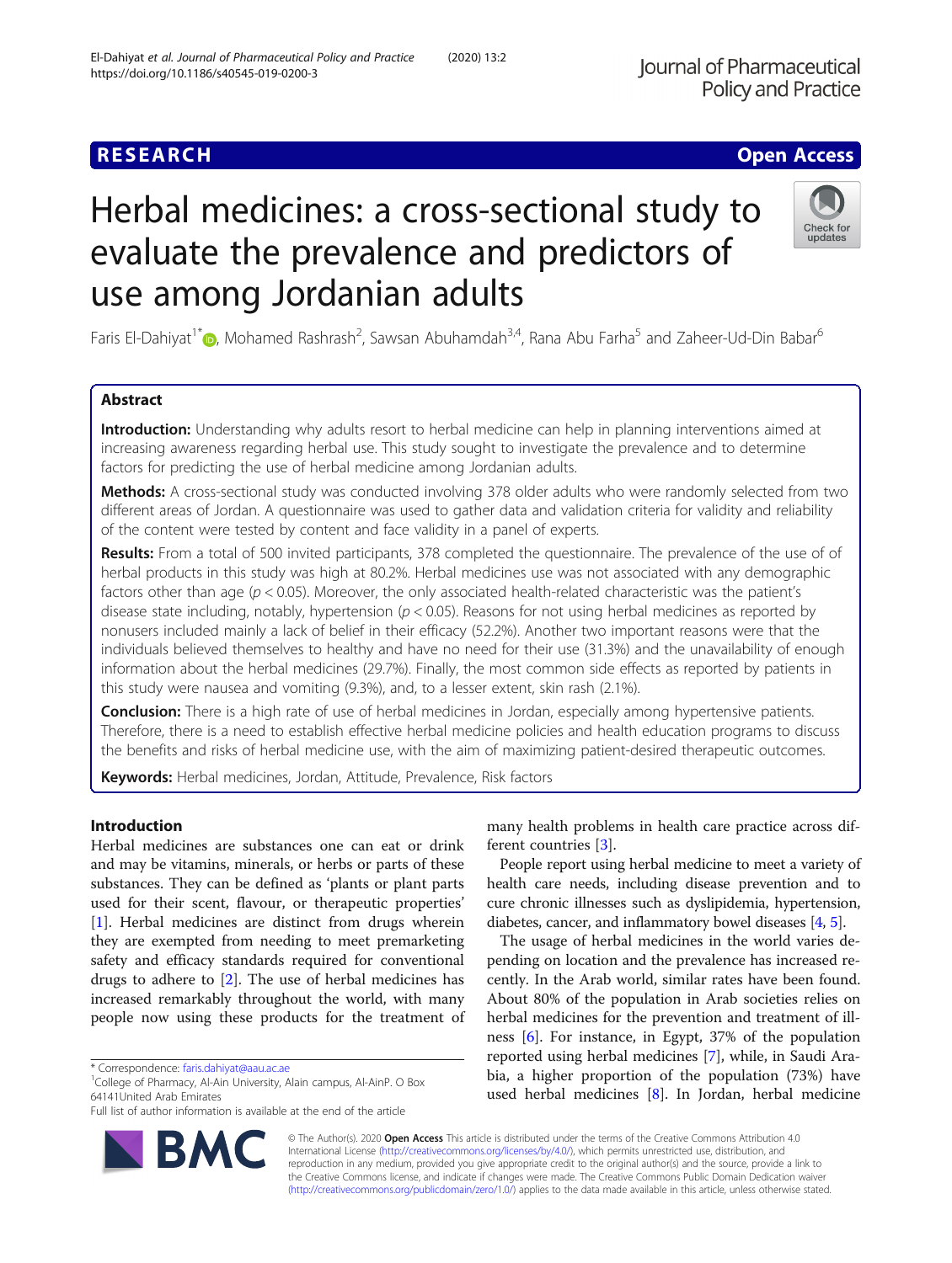**RESEARCH** **Open Access**

# Herbal medicines: a cross-sectional study to evaluate the prevalence and predictors of use among Jordanian adults

Faris El-Dahiyat[1*], Mohamed Rashrash[2], Sawsan Abuhamdah[3,4], Rana Abu Farha[5] and Zaheer-Ud-Din Babar[6]

## Abstract

**Introduction:** Understanding why adults resort to herbal medicine can help in planning interventions aimed at increasing awareness regarding herbal use. This study sought to investigate the prevalence and to determine factors for predicting the use of herbal medicine among Jordanian adults.

**Methods:** A cross-sectional study was conducted involving 378 older adults who were randomly selected from two different areas of Jordan. A questionnaire was used to gather data and validation criteria for validity and reliability of the content were tested by content and face validity in a panel of experts.

**Results:** From a total of 500 invited participants, 378 completed the questionnaire. The prevalence of the use of of herbal products in this study was high at 80.2%. Herbal medicines use was not associated with any demographic factors other than age ($p < 0.05$). Moreover, the only associated health-related characteristic was the patient's disease state including, notably, hypertension ($p < 0.05$). Reasons for not using herbal medicines as reported by nonusers included mainly a lack of belief in their efficacy (52.2%). Another two important reasons were that the individuals believed themselves to healthy and have no need for their use (31.3%) and the unavailability of enough information about the herbal medicines (29.7%). Finally, the most common side effects as reported by patients in this study were nausea and vomiting (9.3%), and, to a lesser extent, skin rash (2.1%).

**Conclusion:** There is a high rate of use of herbal medicines in Jordan, especially among hypertensive patients. Therefore, there is a need to establish effective herbal medicine policies and health education programs to discuss the benefits and risks of herbal medicine use, with the aim of maximizing patient-desired therapeutic outcomes.

**Keywords:** Herbal medicines, Jordan, Attitude, Prevalence, Risk factors

## Introduction

Herbal medicines are substances one can eat or drink and may be vitamins, minerals, or herbs or parts of these substances. They can be defined as 'plants or plant parts used for their scent, flavour, or therapeutic properties' [1]. Herbal medicines are distinct from drugs wherein they are exempted from needing to meet premarketing safety and efficacy standards required for conventional drugs to adhere to [2]. The use of herbal medicines has increased remarkably throughout the world, with many people now using these products for the treatment of many health problems in health care practice across different countries [3].

People report using herbal medicine to meet a variety of health care needs, including disease prevention and to cure chronic illnesses such as dyslipidemia, hypertension, diabetes, cancer, and inflammatory bowel diseases [4, 5].

The usage of herbal medicines in the world varies depending on location and the prevalence has increased recently. In the Arab world, similar rates have been found. About 80% of the population in Arab societies relies on herbal medicines for the prevention and treatment of illness [6]. For instance, in Egypt, 37% of the population reported using herbal medicines [7], while, in Saudi Arabia, a higher proportion of the population (73%) have used herbal medicines [8]. In Jordan, herbal medicine

* Correspondence: faris.dahiyat@aau.ac.ae
[1]College of Pharmacy, Al-Ain University, Alain campus, Al-AinP. O Box 64141United Arab Emirates
Full list of author information is available at the end of the article

© The Author(s). 2020 **Open Access** This article is distributed under the terms of the Creative Commons Attribution 4.0 International License (http://creativecommons.org/licenses/by/4.0/), which permits unrestricted use, distribution, and reproduction in any medium, provided you give appropriate credit to the original author(s) and the source, provide a link to the Creative Commons license, and indicate if changes were made. The Creative Commons Public Domain Dedication waiver (http://creativecommons.org/publicdomain/zero/1.0/) applies to the data made available in this article, unless otherwise stated.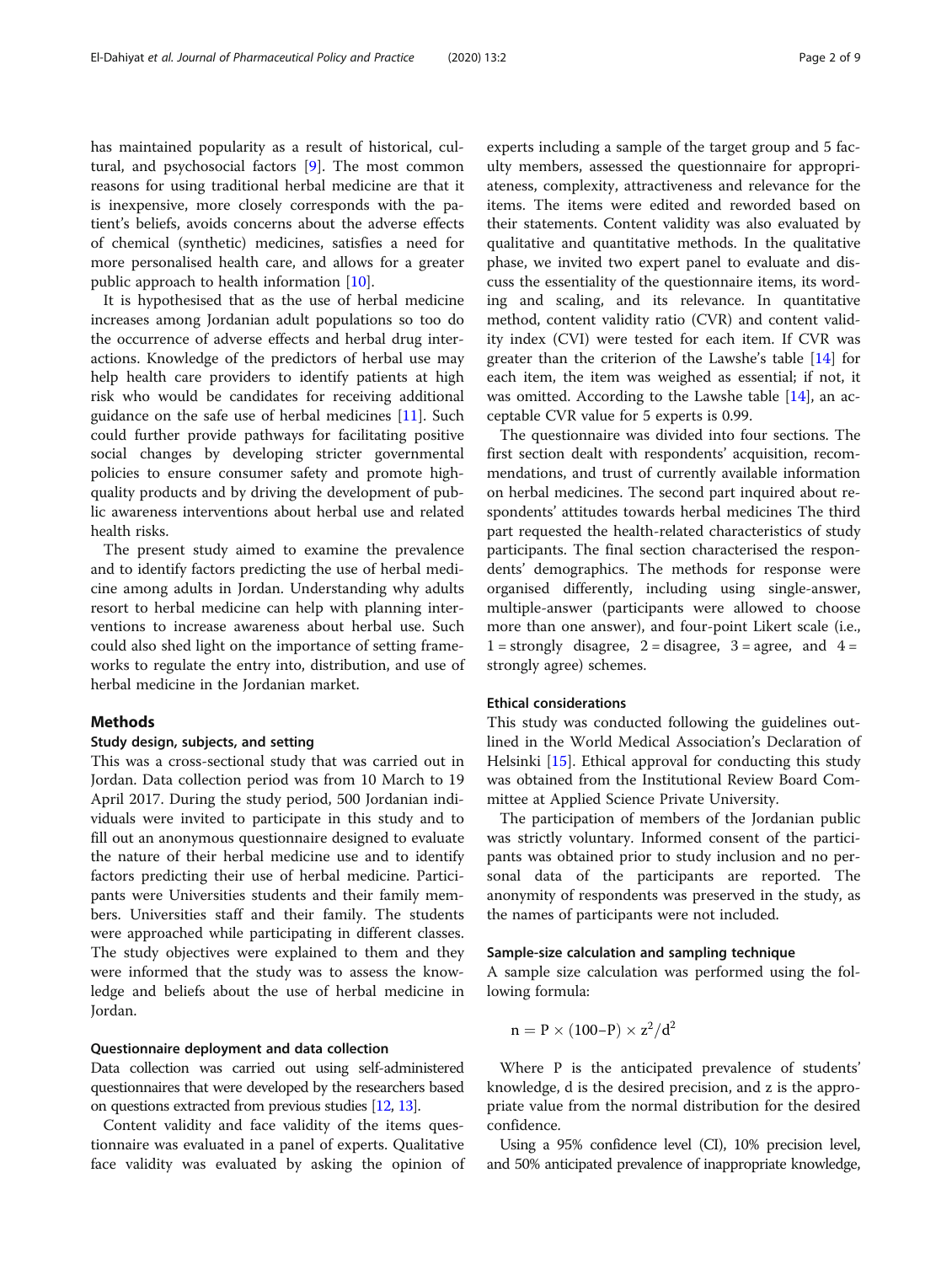has maintained popularity as a result of historical, cultural, and psychosocial factors [9]. The most common reasons for using traditional herbal medicine are that it is inexpensive, more closely corresponds with the patient's beliefs, avoids concerns about the adverse effects of chemical (synthetic) medicines, satisfies a need for more personalised health care, and allows for a greater public approach to health information [10].

It is hypothesised that as the use of herbal medicine increases among Jordanian adult populations so too do the occurrence of adverse effects and herbal drug interactions. Knowledge of the predictors of herbal use may help health care providers to identify patients at high risk who would be candidates for receiving additional guidance on the safe use of herbal medicines [11]. Such could further provide pathways for facilitating positive social changes by developing stricter governmental policies to ensure consumer safety and promote high-quality products and by driving the development of public awareness interventions about herbal use and related health risks.

The present study aimed to examine the prevalence and to identify factors predicting the use of herbal medicine among adults in Jordan. Understanding why adults resort to herbal medicine can help with planning interventions to increase awareness about herbal use. Such could also shed light on the importance of setting frameworks to regulate the entry into, distribution, and use of herbal medicine in the Jordanian market.

## Methods

### Study design, subjects, and setting

This was a cross-sectional study that was carried out in Jordan. Data collection period was from 10 March to 19 April 2017. During the study period, 500 Jordanian individuals were invited to participate in this study and to fill out an anonymous questionnaire designed to evaluate the nature of their herbal medicine use and to identify factors predicting their use of herbal medicine. Participants were Universities students and their family members. Universities staff and their family. The students were approached while participating in different classes. The study objectives were explained to them and they were informed that the study was to assess the knowledge and beliefs about the use of herbal medicine in Jordan.

### Questionnaire deployment and data collection

Data collection was carried out using self-administered questionnaires that were developed by the researchers based on questions extracted from previous studies [12, 13].

Content validity and face validity of the items questionnaire was evaluated in a panel of experts. Qualitative face validity was evaluated by asking the opinion of experts including a sample of the target group and 5 faculty members, assessed the questionnaire for appropriateness, complexity, attractiveness and relevance for the items. The items were edited and reworded based on their statements. Content validity was also evaluated by qualitative and quantitative methods. In the qualitative phase, we invited two expert panel to evaluate and discuss the essentiality of the questionnaire items, its wording and scaling, and its relevance. In quantitative method, content validity ratio (CVR) and content validity index (CVI) were tested for each item. If CVR was greater than the criterion of the Lawshe's table [14] for each item, the item was weighed as essential; if not, it was omitted. According to the Lawshe table [14], an acceptable CVR value for 5 experts is 0.99.

The questionnaire was divided into four sections. The first section dealt with respondents' acquisition, recommendations, and trust of currently available information on herbal medicines. The second part inquired about respondents' attitudes towards herbal medicines The third part requested the health-related characteristics of study participants. The final section characterised the respondents' demographics. The methods for response were organised differently, including using single-answer, multiple-answer (participants were allowed to choose more than one answer), and four-point Likert scale (i.e., 1 = strongly disagree, 2 = disagree, 3 = agree, and 4 = strongly agree) schemes.

### Ethical considerations

This study was conducted following the guidelines outlined in the World Medical Association's Declaration of Helsinki [15]. Ethical approval for conducting this study was obtained from the Institutional Review Board Committee at Applied Science Private University.

The participation of members of the Jordanian public was strictly voluntary. Informed consent of the participants was obtained prior to study inclusion and no personal data of the participants are reported. The anonymity of respondents was preserved in the study, as the names of participants were not included.

### Sample-size calculation and sampling technique

A sample size calculation was performed using the following formula:

$$n = P \times (100 - P) \times z^2 / d^2$$

Where P is the anticipated prevalence of students' knowledge, d is the desired precision, and z is the appropriate value from the normal distribution for the desired confidence.

Using a 95% confidence level (CI), 10% precision level, and 50% anticipated prevalence of inappropriate knowledge,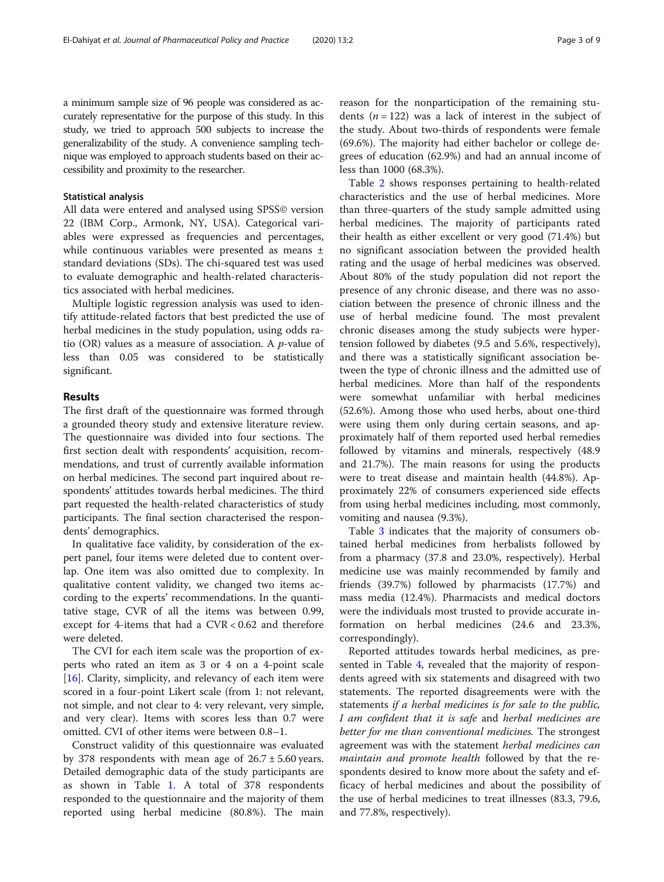a minimum sample size of 96 people was considered as accurately representative for the purpose of this study. In this study, we tried to approach 500 subjects to increase the generalizability of the study. A convenience sampling technique was employed to approach students based on their accessibility and proximity to the researcher.

### Statistical analysis

All data were entered and analysed using SPSS© version 22 (IBM Corp., Armonk, NY, USA). Categorical variables were expressed as frequencies and percentages, while continuous variables were presented as means ± standard deviations (SDs). The chi-squared test was used to evaluate demographic and health-related characteristics associated with herbal medicines.

Multiple logistic regression analysis was used to identify attitude-related factors that best predicted the use of herbal medicines in the study population, using odds ratio (OR) values as a measure of association. A $p$-value of less than 0.05 was considered to be statistically significant.

## Results

The first draft of the questionnaire was formed through a grounded theory study and extensive literature review. The questionnaire was divided into four sections. The first section dealt with respondents' acquisition, recommendations, and trust of currently available information on herbal medicines. The second part inquired about respondents' attitudes towards herbal medicines. The third part requested the health-related characteristics of study participants. The final section characterised the respondents' demographics.

In qualitative face validity, by consideration of the expert panel, four items were deleted due to content overlap. One item was also omitted due to complexity. In qualitative content validity, we changed two items according to the experts' recommendations. In the quantitative stage, CVR of all the items was between 0.99, except for 4-items that had a CVR < 0.62 and therefore were deleted.

The CVI for each item scale was the proportion of experts who rated an item as 3 or 4 on a 4-point scale [16]. Clarity, simplicity, and relevancy of each item were scored in a four-point Likert scale (from 1: not relevant, not simple, and not clear to 4: very relevant, very simple, and very clear). Items with scores less than 0.7 were omitted. CVI of other items were between 0.8–1.

Construct validity of this questionnaire was evaluated by 378 respondents with mean age of 26.7 ± 5.60 years. Detailed demographic data of the study participants are as shown in Table 1. A total of 378 respondents responded to the questionnaire and the majority of them reported using herbal medicine (80.8%). The main reason for the nonparticipation of the remaining students ($n$ = 122) was a lack of interest in the subject of the study. About two-thirds of respondents were female (69.6%). The majority had either bachelor or college degrees of education (62.9%) and had an annual income of less than 1000 (68.3%).

Table 2 shows responses pertaining to health-related characteristics and the use of herbal medicines. More than three-quarters of the study sample admitted using herbal medicines. The majority of participants rated their health as either excellent or very good (71.4%) but no significant association between the provided health rating and the usage of herbal medicines was observed. About 80% of the study population did not report the presence of any chronic disease, and there was no association between the presence of chronic illness and the use of herbal medicine found. The most prevalent chronic diseases among the study subjects were hypertension followed by diabetes (9.5 and 5.6%, respectively), and there was a statistically significant association between the type of chronic illness and the admitted use of herbal medicines. More than half of the respondents were somewhat unfamiliar with herbal medicines (52.6%). Among those who used herbs, about one-third were using them only during certain seasons, and approximately half of them reported used herbal remedies followed by vitamins and minerals, respectively (48.9 and 21.7%). The main reasons for using the products were to treat disease and maintain health (44.8%). Approximately 22% of consumers experienced side effects from using herbal medicines including, most commonly, vomiting and nausea (9.3%).

Table 3 indicates that the majority of consumers obtained herbal medicines from herbalists followed by from a pharmacy (37.8 and 23.0%, respectively). Herbal medicine use was mainly recommended by family and friends (39.7%) followed by pharmacists (17.7%) and mass media (12.4%). Pharmacists and medical doctors were the individuals most trusted to provide accurate information on herbal medicines (24.6 and 23.3%, correspondingly).

Reported attitudes towards herbal medicines, as presented in Table 4, revealed that the majority of respondents agreed with six statements and disagreed with two statements. The reported disagreements were with the statements *if a herbal medicines is for sale to the public, I am confident that it is safe* and *herbal medicines are better for me than conventional medicines.* The strongest agreement was with the statement *herbal medicines can maintain and promote health* followed by that the respondents desired to know more about the safety and efficacy of herbal medicines and about the possibility of the use of herbal medicines to treat illnesses (83.3, 79.6, and 77.8%, respectively).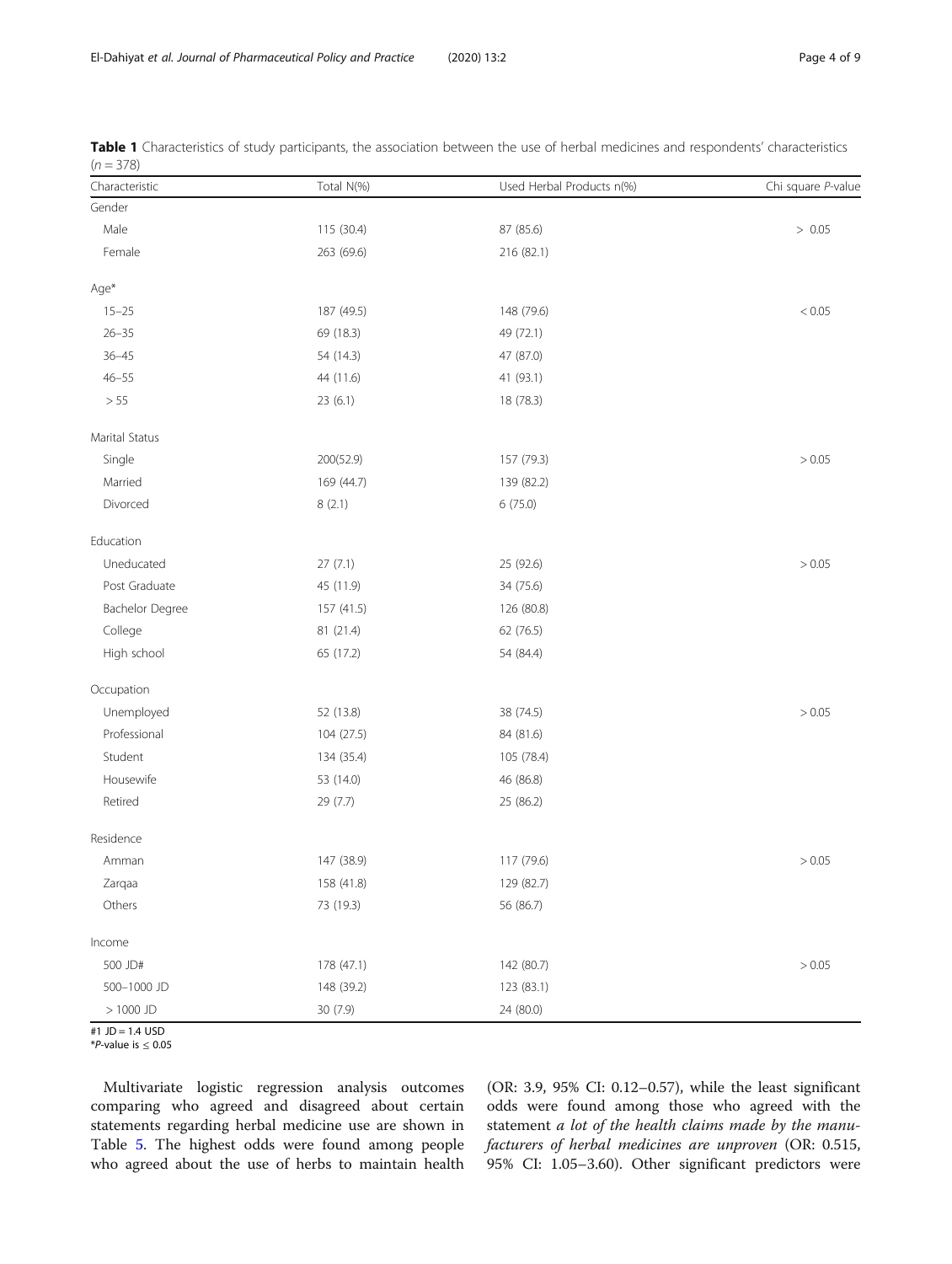**Table 1** Characteristics of study participants, the association between the use of herbal medicines and respondents' characteristics ($n = 378$)

| Characteristic | Total N(%) | Used Herbal Products n(%) | Chi square *P*-value |
|---|---|---|---|
| Gender | | | |
| Male | 115 (30.4) | 87 (85.6) | > 0.05 |
| Female | 263 (69.6) | 216 (82.1) | |
| Age* | | | |
| 15–25 | 187 (49.5) | 148 (79.6) | < 0.05 |
| 26–35 | 69 (18.3) | 49 (72.1) | |
| 36–45 | 54 (14.3) | 47 (87.0) | |
| 46–55 | 44 (11.6) | 41 (93.1) | |
| > 55 | 23 (6.1) | 18 (78.3) | |
| Marital Status | | | |
| Single | 200(52.9) | 157 (79.3) | > 0.05 |
| Married | 169 (44.7) | 139 (82.2) | |
| Divorced | 8 (2.1) | 6 (75.0) | |
| Education | | | |
| Uneducated | 27 (7.1) | 25 (92.6) | > 0.05 |
| Post Graduate | 45 (11.9) | 34 (75.6) | |
| Bachelor Degree | 157 (41.5) | 126 (80.8) | |
| College | 81 (21.4) | 62 (76.5) | |
| High school | 65 (17.2) | 54 (84.4) | |
| Occupation | | | |
| Unemployed | 52 (13.8) | 38 (74.5) | > 0.05 |
| Professional | 104 (27.5) | 84 (81.6) | |
| Student | 134 (35.4) | 105 (78.4) | |
| Housewife | 53 (14.0) | 46 (86.8) | |
| Retired | 29 (7.7) | 25 (86.2) | |
| Residence | | | |
| Amman | 147 (38.9) | 117 (79.6) | > 0.05 |
| Zarqaa | 158 (41.8) | 129 (82.7) | |
| Others | 73 (19.3) | 56 (86.7) | |
| Income | | | |
| 500 JD# | 178 (47.1) | 142 (80.7) | > 0.05 |
| 500–1000 JD | 148 (39.2) | 123 (83.1) | |
| > 1000 JD | 30 (7.9) | 24 (80.0) | |

#1 JD = 1.4 USD
**P*-value is ≤ 0.05

Multivariate logistic regression analysis outcomes comparing who agreed and disagreed about certain statements regarding herbal medicine use are shown in Table 5. The highest odds were found among people who agreed about the use of herbs to maintain health (OR: 3.9, 95% CI: 0.12–0.57), while the least significant odds were found among those who agreed with the statement *a lot of the health claims made by the manufacturers of herbal medicines are unproven* (OR: 0.515, 95% CI: 1.05–3.60). Other significant predictors were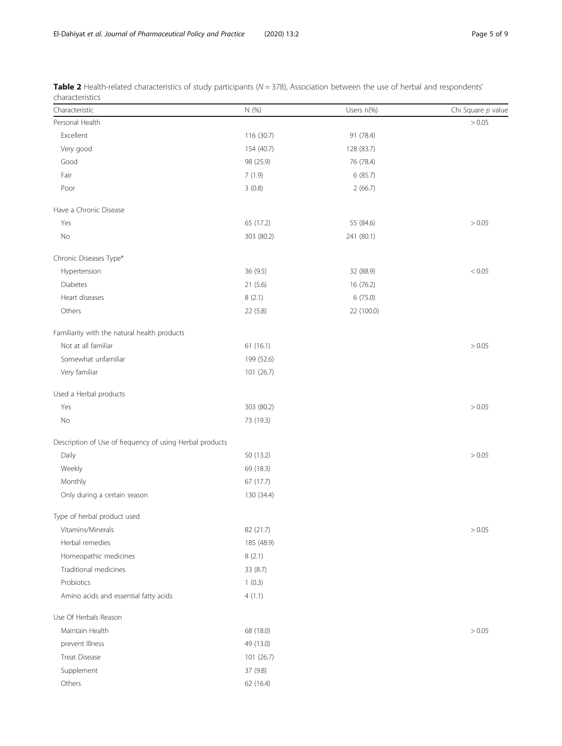**Table 2** Health-related characteristics of study participants ($N = 378$), Association between the use of herbal and respondents' characteristics

| Characteristic | N (%) | Users n(%) | Chi Square *p* value |
|---|---|---|---|
| Personal Health | | | > 0.05 |
| Excellent | 116 (30.7) | 91 (78.4) | |
| Very good | 154 (40.7) | 128 (83.7) | |
| Good | 98 (25.9) | 76 (78.4) | |
| Fair | 7 (1.9) | 6 (85.7) | |
| Poor | 3 (0.8) | 2 (66.7) | |
| Have a Chronic Disease | | | |
| Yes | 65 (17.2) | 55 (84.6) | > 0.05 |
| No | 303 (80.2) | 241 (80.1) | |
| Chronic Diseases Type* | | | |
| Hypertension | 36 (9.5) | 32 (88.9) | < 0.05 |
| Diabetes | 21 (5.6) | 16 (76.2) | |
| Heart diseases | 8 (2.1) | 6 (75.0) | |
| Others | 22 (5.8) | 22 (100.0) | |
| Familiarity with the natural health products | | | |
| Not at all familiar | 61 (16.1) | | > 0.05 |
| Somewhat unfamiliar | 199 (52.6) | | |
| Very familiar | 101 (26.7) | | |
| Used a Herbal products | | | |
| Yes | 303 (80.2) | | > 0.05 |
| No | 73 (19.3) | | |
| Description of Use of frequency of using Herbal products | | | |
| Daily | 50 (13.2) | | > 0.05 |
| Weekly | 69 (18.3) | | |
| Monthly | 67 (17.7) | | |
| Only during a certain season | 130 (34.4) | | |
| Type of herbal product used | | | |
| Vitamins/Minerals | 82 (21.7) | | > 0.05 |
| Herbal remedies | 185 (48.9) | | |
| Homeopathic medicines | 8 (2.1) | | |
| Traditional medicines | 33 (8.7) | | |
| Probiotics | 1 (0.3) | | |
| Amino acids and essential fatty acids | 4 (1.1) | | |
| Use Of Herbals Reason | | | |
| Maintain Health | 68 (18.0) | | > 0.05 |
| prevent Illness | 49 (13.0) | | |
| Treat Disease | 101 (26.7) | | |
| Supplement | 37 (9.8) | | |
| Others | 62 (16.4) | | |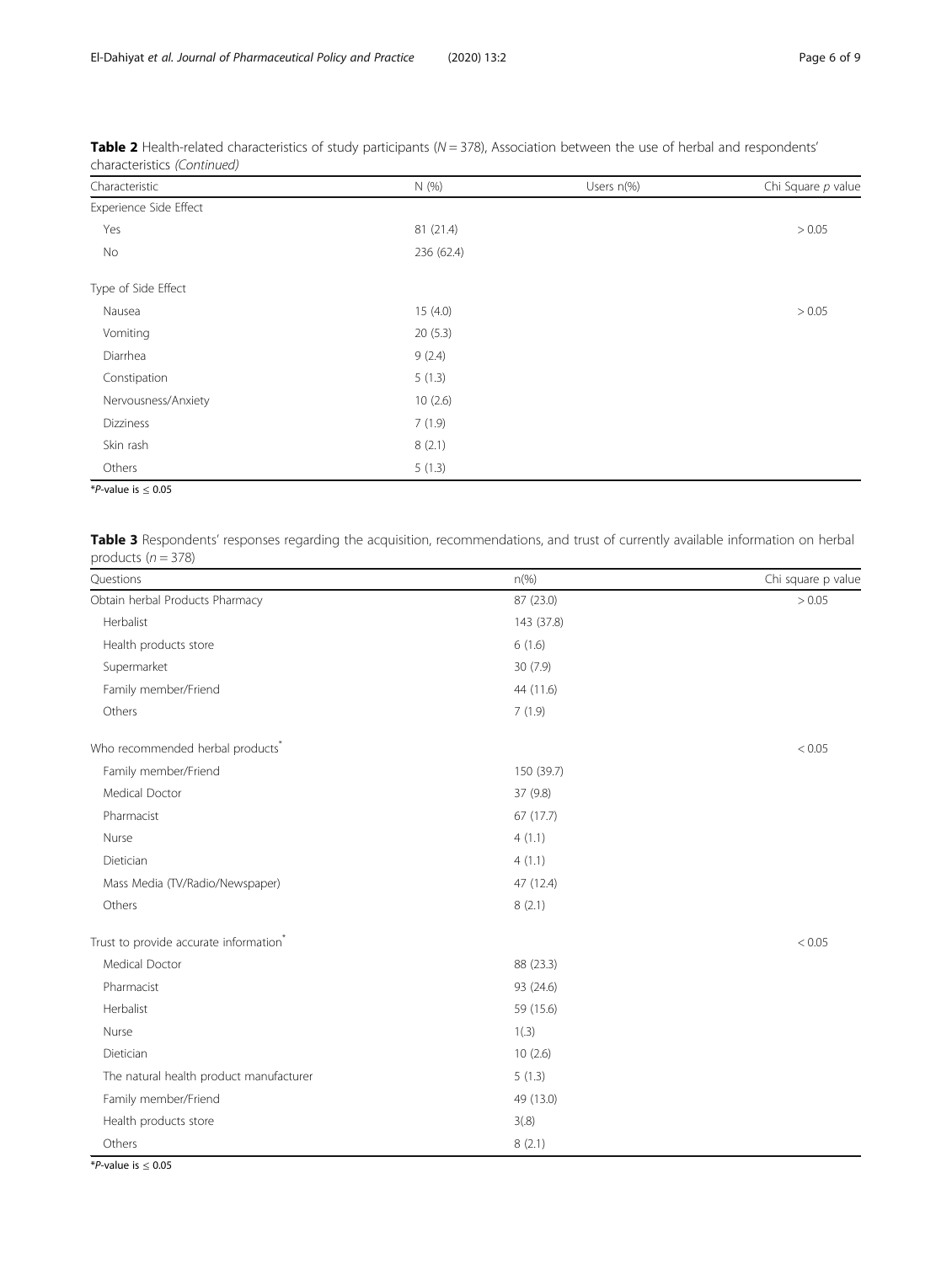**Table 2** Health-related characteristics of study participants ($N = 378$), Association between the use of herbal and respondents' characteristics *(Continued)*

| Characteristic | N (%) | Users n(%) | Chi Square *p* value |
|---|---|---|---|
| Experience Side Effect | | | |
| Yes | 81 (21.4) | | > 0.05 |
| No | 236 (62.4) | | |
| Type of Side Effect | | | |
| Nausea | 15 (4.0) | | > 0.05 |
| Vomiting | 20 (5.3) | | |
| Diarrhea | 9 (2.4) | | |
| Constipation | 5 (1.3) | | |
| Nervousness/Anxiety | 10 (2.6) | | |
| Dizziness | 7 (1.9) | | |
| Skin rash | 8 (2.1) | | |
| Others | 5 (1.3) | | |

*P-value is ≤ 0.05

**Table 3** Respondents' responses regarding the acquisition, recommendations, and trust of currently available information on herbal products ($n = 378$)

| Questions | n(%) | Chi square p value |
|---|---|---|
| Obtain herbal Products Pharmacy | 87 (23.0) | > 0.05 |
| Herbalist | 143 (37.8) | |
| Health products store | 6 (1.6) | |
| Supermarket | 30 (7.9) | |
| Family member/Friend | 44 (11.6) | |
| Others | 7 (1.9) | |
| Who recommended herbal products* | | < 0.05 |
| Family member/Friend | 150 (39.7) | |
| Medical Doctor | 37 (9.8) | |
| Pharmacist | 67 (17.7) | |
| Nurse | 4 (1.1) | |
| Dietician | 4 (1.1) | |
| Mass Media (TV/Radio/Newspaper) | 47 (12.4) | |
| Others | 8 (2.1) | |
| Trust to provide accurate information* | | < 0.05 |
| Medical Doctor | 88 (23.3) | |
| Pharmacist | 93 (24.6) | |
| Herbalist | 59 (15.6) | |
| Nurse | 1(.3) | |
| Dietician | 10 (2.6) | |
| The natural health product manufacturer | 5 (1.3) | |
| Family member/Friend | 49 (13.0) | |
| Health products store | 3(.8) | |
| Others | 8 (2.1) | |

*P-value is ≤ 0.05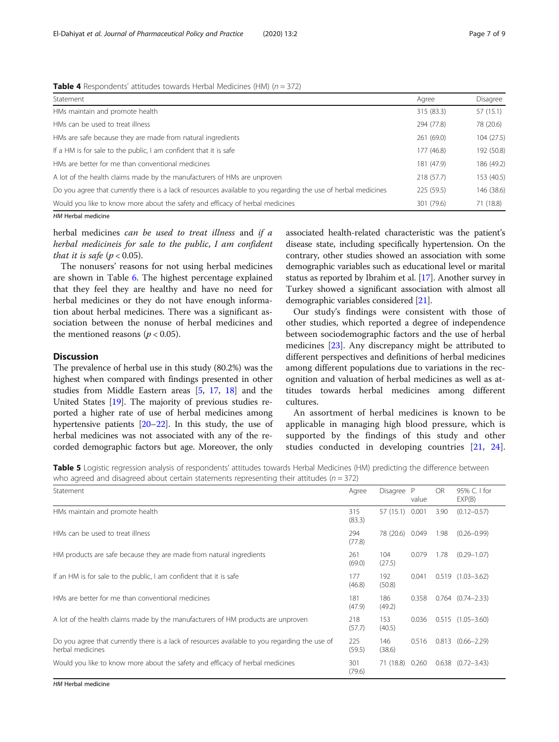**Table 4** Respondents' attitudes towards Herbal Medicines (HM) ($n = 372$)

| Statement | Agree | Disagree |
|---|---|---|
| HMs maintain and promote health | 315 (83.3) | 57 (15.1) |
| HMs can be used to treat illness | 294 (77.8) | 78 (20.6) |
| HMs are safe because they are made from natural ingredients | 261 (69.0) | 104 (27.5) |
| If a HM is for sale to the public, I am confident that it is safe | 177 (46.8) | 192 (50.8) |
| HMs are better for me than conventional medicines | 181 (47.9) | 186 (49.2) |
| A lot of the health claims made by the manufacturers of HMs are unproven | 218 (57.7) | 153 (40.5) |
| Do you agree that currently there is a lack of resources available to you regarding the use of herbal medicines | 225 (59.5) | 146 (38.6) |
| Would you like to know more about the safety and efficacy of herbal medicines | 301 (79.6) | 71 (18.8) |

*HM* Herbal medicine

herbal medicines *can be used to treat illness* and *if a herbal medicineis for sale to the public, I am confident that it is safe* ($p < 0.05$).

The nonusers' reasons for not using herbal medicines are shown in Table 6. The highest percentage explained that they feel they are healthy and have no need for herbal medicines or they do not have enough information about herbal medicines. There was a significant association between the nonuse of herbal medicines and the mentioned reasons ($p < 0.05$).

## Discussion

The prevalence of herbal use in this study (80.2%) was the highest when compared with findings presented in other studies from Middle Eastern areas [5, 17, 18] and the United States [19]. The majority of previous studies reported a higher rate of use of herbal medicines among hypertensive patients [20–22]. In this study, the use of herbal medicines was not associated with any of the recorded demographic factors but age. Moreover, the only associated health-related characteristic was the patient's disease state, including specifically hypertension. On the contrary, other studies showed an association with some demographic variables such as educational level or marital status as reported by Ibrahim et al. [17]. Another survey in Turkey showed a significant association with almost all demographic variables considered [21].

Our study's findings were consistent with those of other studies, which reported a degree of independence between sociodemographic factors and the use of herbal medicines [23]. Any discrepancy might be attributed to different perspectives and definitions of herbal medicines among different populations due to variations in the recognition and valuation of herbal medicines as well as attitudes towards herbal medicines among different cultures.

An assortment of herbal medicines is known to be applicable in managing high blood pressure, which is supported by the findings of this study and other studies conducted in developing countries [21, 24].

**Table 5** Logistic regression analysis of respondents' attitudes towards Herbal Medicines (HM) predicting the difference between who agreed and disagreed about certain statements representing their attitudes ($n = 372$)

| Statement | Agree | Disagree | P value | OR | 95% C. I for EXP(B) |
|---|---|---|---|---|---|
| HMs maintain and promote health | 315 (83.3) | 57 (15.1) | 0.001 | 3.90 | (0.12–0.57) |
| HMs can be used to treat illness | 294 (77.8) | 78 (20.6) | 0.049 | 1.98 | (0.26–0.99) |
| HM products are safe because they are made from natural ingredients | 261 (69.0) | 104 (27.5) | 0.079 | 1.78 | (0.29–1.07) |
| If an HM is for sale to the public, I am confident that it is safe | 177 (46.8) | 192 (50.8) | 0.041 | 0.519 | (1.03–3.62) |
| HMs are better for me than conventional medicines | 181 (47.9) | 186 (49.2) | 0.358 | 0.764 | (0.74–2.33) |
| A lot of the health claims made by the manufacturers of HM products are unproven | 218 (57.7) | 153 (40.5) | 0.036 | 0.515 | (1.05–3.60) |
| Do you agree that currently there is a lack of resources available to you regarding the use of herbal medicines | 225 (59.5) | 146 (38.6) | 0.516 | 0.813 | (0.66–2.29) |
| Would you like to know more about the safety and efficacy of herbal medicines | 301 (79.6) | 71 (18.8) | 0.260 | 0.638 | (0.72–3.43) |

*HM* Herbal medicine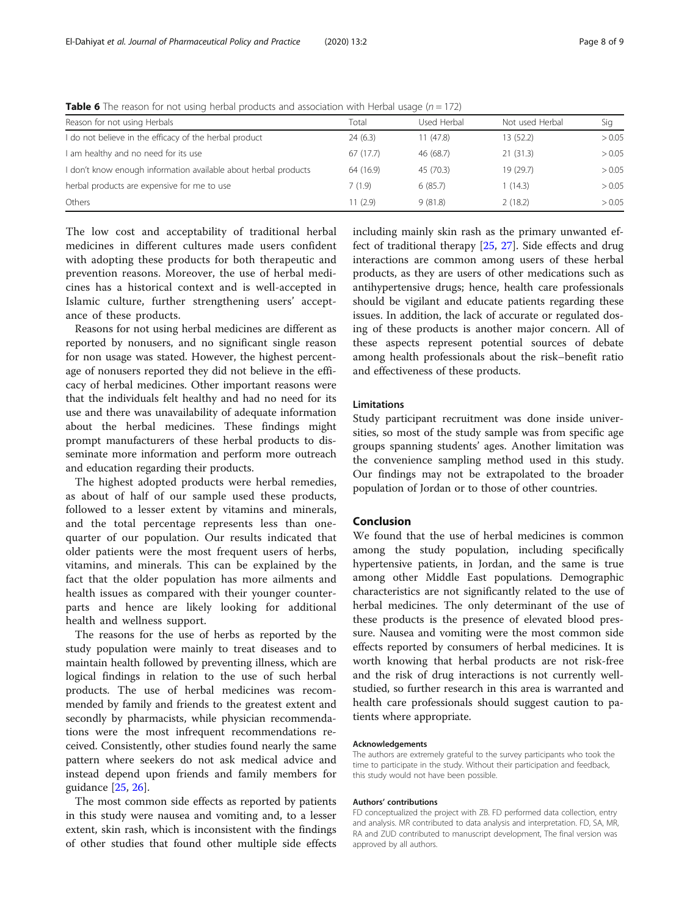**Table 6** The reason for not using herbal products and association with Herbal usage ($n = 172$)

| Reason for not using Herbals | Total | Used Herbal | Not used Herbal | Sig |
|---|---|---|---|---|
| I do not believe in the efficacy of the herbal product | 24 (6.3) | 11 (47.8) | 13 (52.2) | > 0.05 |
| I am healthy and no need for its use | 67 (17.7) | 46 (68.7) | 21 (31.3) | > 0.05 |
| I don't know enough information available about herbal products | 64 (16.9) | 45 (70.3) | 19 (29.7) | > 0.05 |
| herbal products are expensive for me to use | 7 (1.9) | 6 (85.7) | 1 (14.3) | > 0.05 |
| Others | 11 (2.9) | 9 (81.8) | 2 (18.2) | > 0.05 |

The low cost and acceptability of traditional herbal medicines in different cultures made users confident with adopting these products for both therapeutic and prevention reasons. Moreover, the use of herbal medicines has a historical context and is well-accepted in Islamic culture, further strengthening users' acceptance of these products.

Reasons for not using herbal medicines are different as reported by nonusers, and no significant single reason for non usage was stated. However, the highest percentage of nonusers reported they did not believe in the efficacy of herbal medicines. Other important reasons were that the individuals felt healthy and had no need for its use and there was unavailability of adequate information about the herbal medicines. These findings might prompt manufacturers of these herbal products to disseminate more information and perform more outreach and education regarding their products.

The highest adopted products were herbal remedies, as about of half of our sample used these products, followed to a lesser extent by vitamins and minerals, and the total percentage represents less than one-quarter of our population. Our results indicated that older patients were the most frequent users of herbs, vitamins, and minerals. This can be explained by the fact that the older population has more ailments and health issues as compared with their younger counterparts and hence are likely looking for additional health and wellness support.

The reasons for the use of herbs as reported by the study population were mainly to treat diseases and to maintain health followed by preventing illness, which are logical findings in relation to the use of such herbal products. The use of herbal medicines was recommended by family and friends to the greatest extent and secondly by pharmacists, while physician recommendations were the most infrequent recommendations received. Consistently, other studies found nearly the same pattern where seekers do not ask medical advice and instead depend upon friends and family members for guidance [25, 26].

The most common side effects as reported by patients in this study were nausea and vomiting and, to a lesser extent, skin rash, which is inconsistent with the findings of other studies that found other multiple side effects including mainly skin rash as the primary unwanted effect of traditional therapy [25, 27]. Side effects and drug interactions are common among users of these herbal products, as they are users of other medications such as antihypertensive drugs; hence, health care professionals should be vigilant and educate patients regarding these issues. In addition, the lack of accurate or regulated dosing of these products is another major concern. All of these aspects represent potential sources of debate among health professionals about the risk–benefit ratio and effectiveness of these products.

### Limitations

Study participant recruitment was done inside universities, so most of the study sample was from specific age groups spanning students' ages. Another limitation was the convenience sampling method used in this study. Our findings may not be extrapolated to the broader population of Jordan or to those of other countries.

## Conclusion

We found that the use of herbal medicines is common among the study population, including specifically hypertensive patients, in Jordan, and the same is true among other Middle East populations. Demographic characteristics are not significantly related to the use of herbal medicines. The only determinant of the use of these products is the presence of elevated blood pressure. Nausea and vomiting were the most common side effects reported by consumers of herbal medicines. It is worth knowing that herbal products are not risk-free and the risk of drug interactions is not currently well-studied, so further research in this area is warranted and health care professionals should suggest caution to patients where appropriate.

#### Acknowledgements

The authors are extremely grateful to the survey participants who took the time to participate in the study. Without their participation and feedback, this study would not have been possible.

#### Authors' contributions

FD conceptualized the project with ZB. FD performed data collection, entry and analysis. MR contributed to data analysis and interpretation. FD, SA, MR, RA and ZUD contributed to manuscript development, The final version was approved by all authors.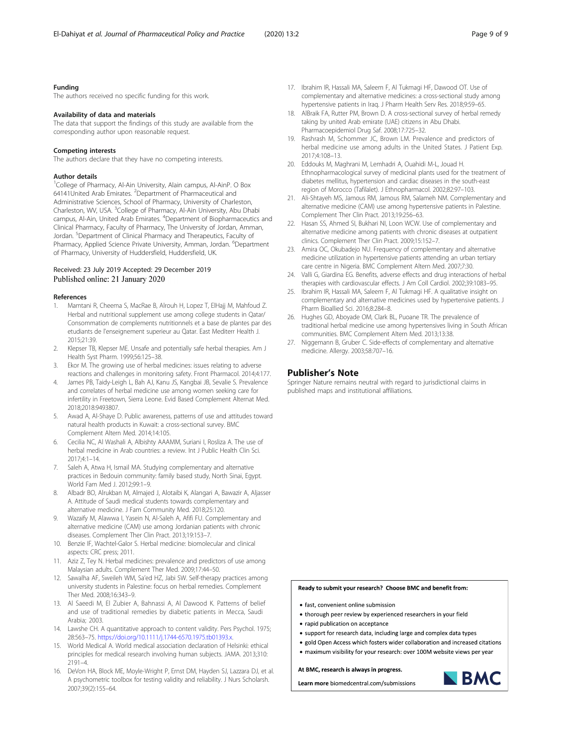### Funding

The authors received no specific funding for this work.

### Availability of data and materials

The data that support the findings of this study are available from the corresponding author upon reasonable request.

### Competing interests

The authors declare that they have no competing interests.

### Author details

[1]College of Pharmacy, Al-Ain University, Alain campus, Al-AinP. O Box 64141United Arab Emirates. [2]Department of Pharmaceutical and Administrative Sciences, School of Pharmacy, University of Charleston, Charleston, WV, USA. [3]College of Pharmacy, Al-Ain University, Abu Dhabi campus, Al-Ain, United Arab Emirates. [4]Department of Biopharmaceutics and Clinical Pharmacy, Faculty of Pharmacy, The University of Jordan, Amman, Jordan. [5]Department of Clinical Pharmacy and Therapeutics, Faculty of Pharmacy, Applied Science Private University, Amman, Jordan. [6]Department of Pharmacy, University of Huddersfield, Huddersfield, UK.

Received: 23 July 2019 Accepted: 29 December 2019
Published online: 21 January 2020

### References

1. Mamtani R, Cheema S, MacRae B, Alrouh H, Lopez T, ElHajj M, Mahfoud Z. Herbal and nutritional supplement use among college students in Qatar/ Consommation de complements nutritionnels et a base de plantes par des etudiants de l'enseignement superieur au Qatar. East Mediterr Health J. 2015;21:39.
2. Klepser TB, Klepser ME. Unsafe and potentially safe herbal therapies. Am J Health Syst Pharm. 1999;56:125–38.
3. Ekor M. The growing use of herbal medicines: issues relating to adverse reactions and challenges in monitoring safety. Front Pharmacol. 2014;4:177.
4. James PB, Taidy-Leigh L, Bah AJ, Kanu JS, Kangbai JB, Sevalie S. Prevalence and correlates of herbal medicine use among women seeking care for infertility in Freetown, Sierra Leone. Evid Based Complement Alternat Med. 2018;2018:9493807.
5. Awad A, Al-Shaye D. Public awareness, patterns of use and attitudes toward natural health products in Kuwait: a cross-sectional survey. BMC Complement Altern Med. 2014;14:105.
6. Cecilia NC, Al Washali A, Albishty AAAMM, Suriani I, Rosliza A. The use of herbal medicine in Arab countries: a review. Int J Public Health Clin Sci. 2017;4:1–14.
7. Saleh A, Atwa H, Ismail MA. Studying complementary and alternative practices in Bedouin community: family based study, North Sinai, Egypt. World Fam Med J. 2012;99:1–9.
8. Albadr BO, Alrukban M, Almajed J, Alotaibi K, Alangari A, Bawazir A, Aljasser A. Attitude of Saudi medical students towards complementary and alternative medicine. J Fam Community Med. 2018;25:120.
9. Wazaify M, Alawwa I, Yasein N, Al-Saleh A, Afifi FU. Complementary and alternative medicine (CAM) use among Jordanian patients with chronic diseases. Complement Ther Clin Pract. 2013;19:153–7.
10. Benzie IF, Wachtel-Galor S. Herbal medicine: biomolecular and clinical aspects: CRC press; 2011.
11. Aziz Z, Tey N. Herbal medicines: prevalence and predictors of use among Malaysian adults. Complement Ther Med. 2009;17:44–50.
12. Sawalha AF, Sweileh WM, Sa'ed HZ, Jabi SW. Self-therapy practices among university students in Palestine: focus on herbal remedies. Complement Ther Med. 2008;16:343–9.
13. Al Saeedi M, El Zubier A, Bahnassi A, Al Dawood K. Patterns of belief and use of traditional remedies by diabetic patients in Mecca, Saudi Arabia; 2003.
14. Lawshe CH. A quantitative approach to content validity. Pers Psychol. 1975; 28:563–75. https://doi.org/10.1111/j.1744-6570.1975.tb01393.x.
15. World Medical A. World medical association declaration of Helsinki: ethical principles for medical research involving human subjects. JAMA. 2013;310: 2191–4.
16. DeVon HA, Block ME, Moyle-Wright P, Ernst DM, Hayden SJ, Lazzara DJ, et al. A psychometric toolbox for testing validity and reliability. J Nurs Scholarsh. 2007;39(2):155–64.
17. Ibrahim IR, Hassali MA, Saleem F, Al Tukmagi HF, Dawood OT. Use of complementary and alternative medicines: a cross-sectional study among hypertensive patients in Iraq. J Pharm Health Serv Res. 2018;9:59–65.
18. AlBraik FA, Rutter PM, Brown D. A cross-sectional survey of herbal remedy taking by united Arab emirate (UAE) citizens in Abu Dhabi. Pharmacoepidemiol Drug Saf. 2008;17:725–32.
19. Rashrash M, Schommer JC, Brown LM. Prevalence and predictors of herbal medicine use among adults in the United States. J Patient Exp. 2017;4:108–13.
20. Eddouks M, Maghrani M, Lemhadri A, Ouahidi M-L, Jouad H. Ethnopharmacological survey of medicinal plants used for the treatment of diabetes mellitus, hypertension and cardiac diseases in the south-east region of Morocco (Tafilalet). J Ethnopharmacol. 2002;82:97–103.
21. Ali-Shtayeh MS, Jamous RM, Jamous RM, Salameh NM. Complementary and alternative medicine (CAM) use among hypertensive patients in Palestine. Complement Ther Clin Pract. 2013;19:256–63.
22. Hasan SS, Ahmed SI, Bukhari NI, Loon WCW. Use of complementary and alternative medicine among patients with chronic diseases at outpatient clinics. Complement Ther Clin Pract. 2009;15:152–7.
23. Amira OC, Okubadejo NU. Frequency of complementary and alternative medicine utilization in hypertensive patients attending an urban tertiary care centre in Nigeria. BMC Complement Altern Med. 2007;7:30.
24. Valli G, Giardina EG. Benefits, adverse effects and drug interactions of herbal therapies with cardiovascular effects. J Am Coll Cardiol. 2002;39:1083–95.
25. Ibrahim IR, Hassali MA, Saleem F, Al Tukmagi HF. A qualitative insight on complementary and alternative medicines used by hypertensive patients. J Pharm Bioallied Sci. 2016;8:284–8.
26. Hughes GD, Aboyade OM, Clark BL, Puoane TR. The prevalence of traditional herbal medicine use among hypertensives living in South African communities. BMC Complement Altern Med. 2013;13:38.
27. Niggemann B, Gruber C. Side-effects of complementary and alternative medicine. Allergy. 2003;58:707–16.

## Publisher's Note

Springer Nature remains neutral with regard to jurisdictional claims in published maps and institutional affiliations.

Ready to submit your research? Choose BMC and benefit from:

- fast, convenient online submission
- thorough peer review by experienced researchers in your field
- rapid publication on acceptance
- support for research data, including large and complex data types
- gold Open Access which fosters wider collaboration and increased citations
- maximum visibility for your research: over 100M website views per year

At BMC, research is always in progress.

Learn more biomedcentral.com/submissions

BMC